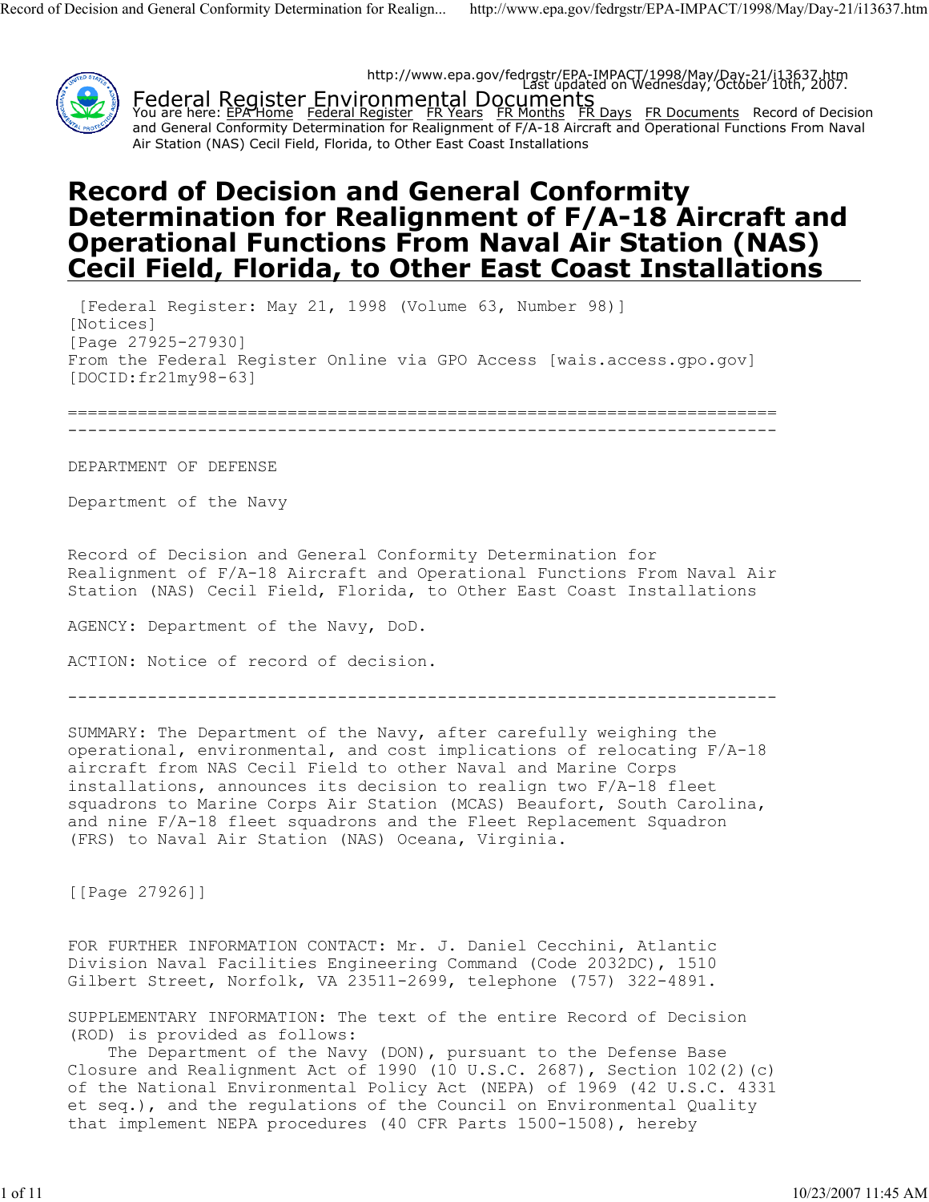http://www.epa.gov/fedrgstr/EPA-IMPACT/1998/May/Day-21/i13637.htm
Last updated on Wednesday, October 10th, 2007.

Federal Register Environmental Documents

You are here: EPA Home  Federal Register  FR Years  FR Months  FR Days  FR Documents  Record of Decision and General Conformity Determination for Realignment of F/A-18 Aircraft and Operational Functions From Naval Air Station (NAS) Cecil Field, Florida, to Other East Coast Installations

# Record of Decision and General Conformity Determination for Realignment of F/A-18 Aircraft and Operational Functions From Naval Air Station (NAS) Cecil Field, Florida, to Other East Coast Installations

[Federal Register: May 21, 1998 (Volume 63, Number 98)]
[Notices]
[Page 27925-27930]
From the Federal Register Online via GPO Access [wais.access.gpo.gov]
[DOCID:fr21my98-63]

---

DEPARTMENT OF DEFENSE

Department of the Navy

Record of Decision and General Conformity Determination for Realignment of F/A-18 Aircraft and Operational Functions From Naval Air Station (NAS) Cecil Field, Florida, to Other East Coast Installations

AGENCY: Department of the Navy, DoD.

ACTION: Notice of record of decision.

---

SUMMARY: The Department of the Navy, after carefully weighing the operational, environmental, and cost implications of relocating F/A-18 aircraft from NAS Cecil Field to other Naval and Marine Corps installations, announces its decision to realign two F/A-18 fleet squadrons to Marine Corps Air Station (MCAS) Beaufort, South Carolina, and nine F/A-18 fleet squadrons and the Fleet Replacement Squadron (FRS) to Naval Air Station (NAS) Oceana, Virginia.

[[Page 27926]]

FOR FURTHER INFORMATION CONTACT: Mr. J. Daniel Cecchini, Atlantic Division Naval Facilities Engineering Command (Code 2032DC), 1510 Gilbert Street, Norfolk, VA 23511-2699, telephone (757) 322-4891.

SUPPLEMENTARY INFORMATION: The text of the entire Record of Decision (ROD) is provided as follows:

The Department of the Navy (DON), pursuant to the Defense Base Closure and Realignment Act of 1990 (10 U.S.C. 2687), Section 102(2)(c) of the National Environmental Policy Act (NEPA) of 1969 (42 U.S.C. 4331 et seq.), and the regulations of the Council on Environmental Quality that implement NEPA procedures (40 CFR Parts 1500-1508), hereby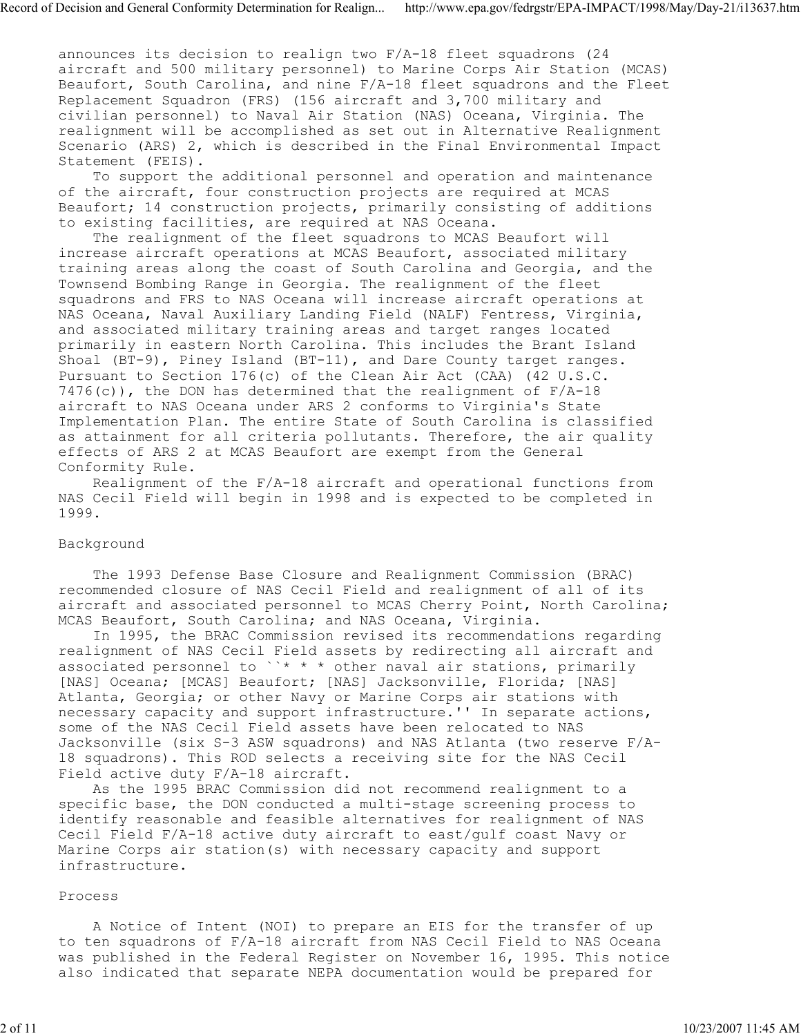announces its decision to realign two F/A-18 fleet squadrons (24 aircraft and 500 military personnel) to Marine Corps Air Station (MCAS) Beaufort, South Carolina, and nine F/A-18 fleet squadrons and the Fleet Replacement Squadron (FRS) (156 aircraft and 3,700 military and civilian personnel) to Naval Air Station (NAS) Oceana, Virginia. The realignment will be accomplished as set out in Alternative Realignment Scenario (ARS) 2, which is described in the Final Environmental Impact Statement (FEIS).

To support the additional personnel and operation and maintenance of the aircraft, four construction projects are required at MCAS Beaufort; 14 construction projects, primarily consisting of additions to existing facilities, are required at NAS Oceana.

The realignment of the fleet squadrons to MCAS Beaufort will increase aircraft operations at MCAS Beaufort, associated military training areas along the coast of South Carolina and Georgia, and the Townsend Bombing Range in Georgia. The realignment of the fleet squadrons and FRS to NAS Oceana will increase aircraft operations at NAS Oceana, Naval Auxiliary Landing Field (NALF) Fentress, Virginia, and associated military training areas and target ranges located primarily in eastern North Carolina. This includes the Brant Island Shoal (BT-9), Piney Island (BT-11), and Dare County target ranges. Pursuant to Section 176(c) of the Clean Air Act (CAA) (42 U.S.C. 7476(c)), the DON has determined that the realignment of F/A-18 aircraft to NAS Oceana under ARS 2 conforms to Virginia's State Implementation Plan. The entire State of South Carolina is classified as attainment for all criteria pollutants. Therefore, the air quality effects of ARS 2 at MCAS Beaufort are exempt from the General Conformity Rule.

Realignment of the F/A-18 aircraft and operational functions from NAS Cecil Field will begin in 1998 and is expected to be completed in 1999.

## Background

The 1993 Defense Base Closure and Realignment Commission (BRAC) recommended closure of NAS Cecil Field and realignment of all of its aircraft and associated personnel to MCAS Cherry Point, North Carolina; MCAS Beaufort, South Carolina; and NAS Oceana, Virginia.

In 1995, the BRAC Commission revised its recommendations regarding realignment of NAS Cecil Field assets by redirecting all aircraft and associated personnel to ``* * * other naval air stations, primarily [NAS] Oceana; [MCAS] Beaufort; [NAS] Jacksonville, Florida; [NAS] Atlanta, Georgia; or other Navy or Marine Corps air stations with necessary capacity and support infrastructure.'' In separate actions, some of the NAS Cecil Field assets have been relocated to NAS Jacksonville (six S-3 ASW squadrons) and NAS Atlanta (two reserve F/A-18 squadrons). This ROD selects a receiving site for the NAS Cecil Field active duty F/A-18 aircraft.

As the 1995 BRAC Commission did not recommend realignment to a specific base, the DON conducted a multi-stage screening process to identify reasonable and feasible alternatives for realignment of NAS Cecil Field F/A-18 active duty aircraft to east/gulf coast Navy or Marine Corps air station(s) with necessary capacity and support infrastructure.

## Process

A Notice of Intent (NOI) to prepare an EIS for the transfer of up to ten squadrons of F/A-18 aircraft from NAS Cecil Field to NAS Oceana was published in the Federal Register on November 16, 1995. This notice also indicated that separate NEPA documentation would be prepared for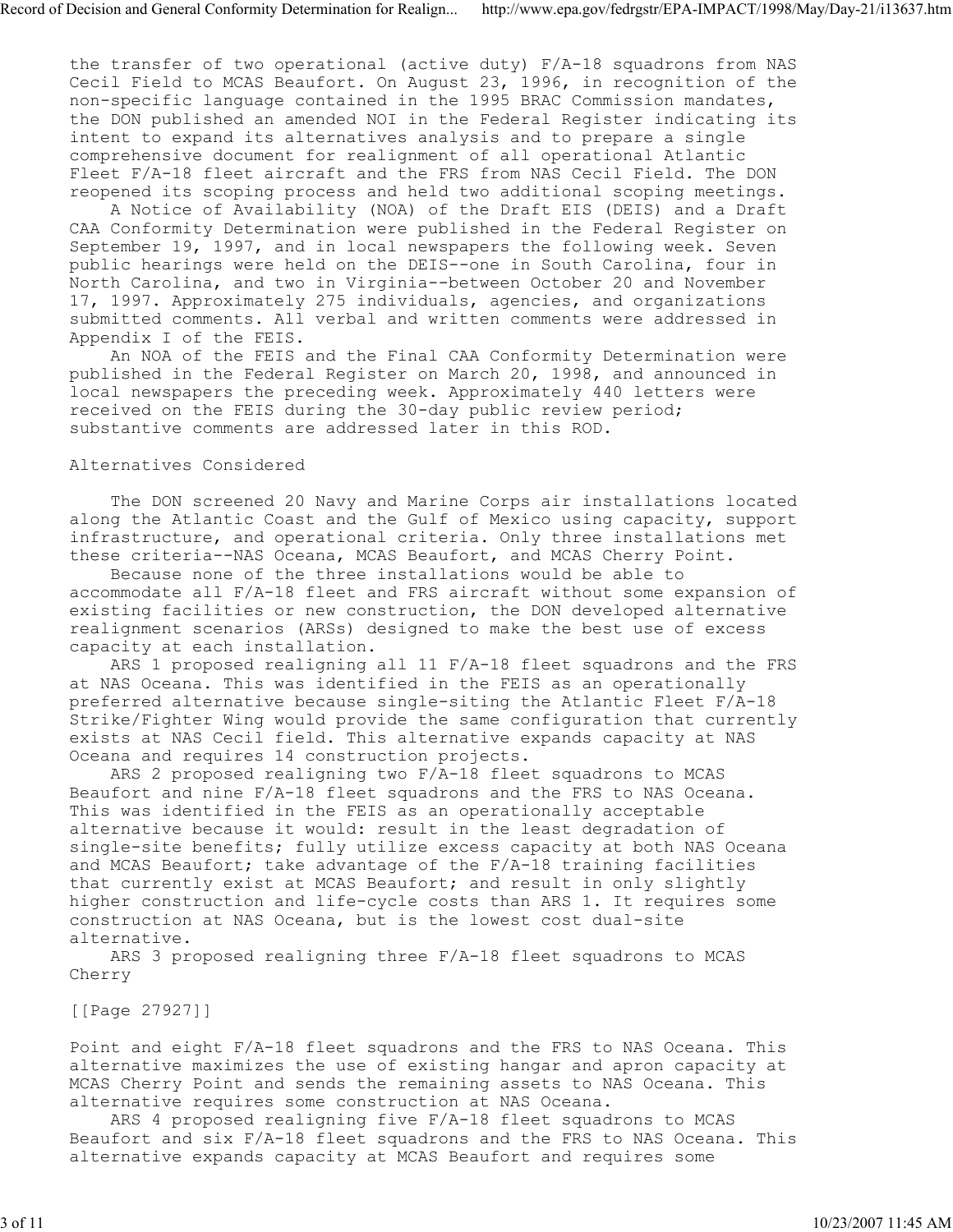the transfer of two operational (active duty) F/A-18 squadrons from NAS Cecil Field to MCAS Beaufort. On August 23, 1996, in recognition of the non-specific language contained in the 1995 BRAC Commission mandates, the DON published an amended NOI in the Federal Register indicating its intent to expand its alternatives analysis and to prepare a single comprehensive document for realignment of all operational Atlantic Fleet F/A-18 fleet aircraft and the FRS from NAS Cecil Field. The DON reopened its scoping process and held two additional scoping meetings.

A Notice of Availability (NOA) of the Draft EIS (DEIS) and a Draft CAA Conformity Determination were published in the Federal Register on September 19, 1997, and in local newspapers the following week. Seven public hearings were held on the DEIS--one in South Carolina, four in North Carolina, and two in Virginia--between October 20 and November 17, 1997. Approximately 275 individuals, agencies, and organizations submitted comments. All verbal and written comments were addressed in Appendix I of the FEIS.

An NOA of the FEIS and the Final CAA Conformity Determination were published in the Federal Register on March 20, 1998, and announced in local newspapers the preceding week. Approximately 440 letters were received on the FEIS during the 30-day public review period; substantive comments are addressed later in this ROD.

## Alternatives Considered

The DON screened 20 Navy and Marine Corps air installations located along the Atlantic Coast and the Gulf of Mexico using capacity, support infrastructure, and operational criteria. Only three installations met these criteria--NAS Oceana, MCAS Beaufort, and MCAS Cherry Point.

Because none of the three installations would be able to accommodate all F/A-18 fleet and FRS aircraft without some expansion of existing facilities or new construction, the DON developed alternative realignment scenarios (ARSs) designed to make the best use of excess capacity at each installation.

ARS 1 proposed realigning all 11 F/A-18 fleet squadrons and the FRS at NAS Oceana. This was identified in the FEIS as an operationally preferred alternative because single-siting the Atlantic Fleet F/A-18 Strike/Fighter Wing would provide the same configuration that currently exists at NAS Cecil field. This alternative expands capacity at NAS Oceana and requires 14 construction projects.

ARS 2 proposed realigning two F/A-18 fleet squadrons to MCAS Beaufort and nine F/A-18 fleet squadrons and the FRS to NAS Oceana. This was identified in the FEIS as an operationally acceptable alternative because it would: result in the least degradation of single-site benefits; fully utilize excess capacity at both NAS Oceana and MCAS Beaufort; take advantage of the F/A-18 training facilities that currently exist at MCAS Beaufort; and result in only slightly higher construction and life-cycle costs than ARS 1. It requires some construction at NAS Oceana, but is the lowest cost dual-site alternative.

ARS 3 proposed realigning three F/A-18 fleet squadrons to MCAS Cherry

[[Page 27927]]

Point and eight F/A-18 fleet squadrons and the FRS to NAS Oceana. This alternative maximizes the use of existing hangar and apron capacity at MCAS Cherry Point and sends the remaining assets to NAS Oceana. This alternative requires some construction at NAS Oceana.

ARS 4 proposed realigning five F/A-18 fleet squadrons to MCAS Beaufort and six F/A-18 fleet squadrons and the FRS to NAS Oceana. This alternative expands capacity at MCAS Beaufort and requires some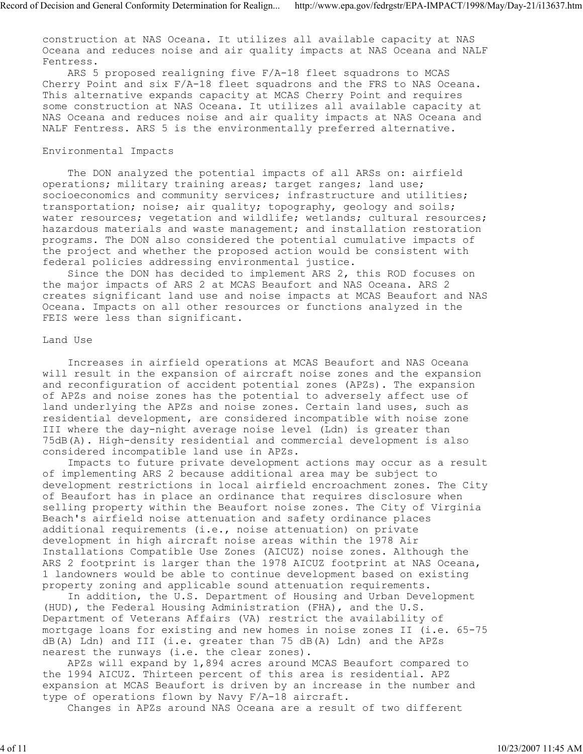construction at NAS Oceana. It utilizes all available capacity at NAS Oceana and reduces noise and air quality impacts at NAS Oceana and NALF Fentress.

ARS 5 proposed realigning five F/A-18 fleet squadrons to MCAS Cherry Point and six F/A-18 fleet squadrons and the FRS to NAS Oceana. This alternative expands capacity at MCAS Cherry Point and requires some construction at NAS Oceana. It utilizes all available capacity at NAS Oceana and reduces noise and air quality impacts at NAS Oceana and NALF Fentress. ARS 5 is the environmentally preferred alternative.

## Environmental Impacts

The DON analyzed the potential impacts of all ARSs on: airfield operations; military training areas; target ranges; land use; socioeconomics and community services; infrastructure and utilities; transportation; noise; air quality; topography, geology and soils; water resources; vegetation and wildlife; wetlands; cultural resources; hazardous materials and waste management; and installation restoration programs. The DON also considered the potential cumulative impacts of the project and whether the proposed action would be consistent with federal policies addressing environmental justice.

Since the DON has decided to implement ARS 2, this ROD focuses on the major impacts of ARS 2 at MCAS Beaufort and NAS Oceana. ARS 2 creates significant land use and noise impacts at MCAS Beaufort and NAS Oceana. Impacts on all other resources or functions analyzed in the FEIS were less than significant.

## Land Use

Increases in airfield operations at MCAS Beaufort and NAS Oceana will result in the expansion of aircraft noise zones and the expansion and reconfiguration of accident potential zones (APZs). The expansion of APZs and noise zones has the potential to adversely affect use of land underlying the APZs and noise zones. Certain land uses, such as residential development, are considered incompatible with noise zone III where the day-night average noise level (Ldn) is greater than 75dB(A). High-density residential and commercial development is also considered incompatible land use in APZs.

Impacts to future private development actions may occur as a result of implementing ARS 2 because additional area may be subject to development restrictions in local airfield encroachment zones. The City of Beaufort has in place an ordinance that requires disclosure when selling property within the Beaufort noise zones. The City of Virginia Beach's airfield noise attenuation and safety ordinance places additional requirements (i.e., noise attenuation) on private development in high aircraft noise areas within the 1978 Air Installations Compatible Use Zones (AICUZ) noise zones. Although the ARS 2 footprint is larger than the 1978 AICUZ footprint at NAS Oceana, 1 landowners would be able to continue development based on existing property zoning and applicable sound attenuation requirements.

In addition, the U.S. Department of Housing and Urban Development (HUD), the Federal Housing Administration (FHA), and the U.S. Department of Veterans Affairs (VA) restrict the availability of mortgage loans for existing and new homes in noise zones II (i.e. 65-75 dB(A) Ldn) and III (i.e. greater than 75 dB(A) Ldn) and the APZs nearest the runways (i.e. the clear zones).

APZs will expand by 1,894 acres around MCAS Beaufort compared to the 1994 AICUZ. Thirteen percent of this area is residential. APZ expansion at MCAS Beaufort is driven by an increase in the number and type of operations flown by Navy F/A-18 aircraft.

Changes in APZs around NAS Oceana are a result of two different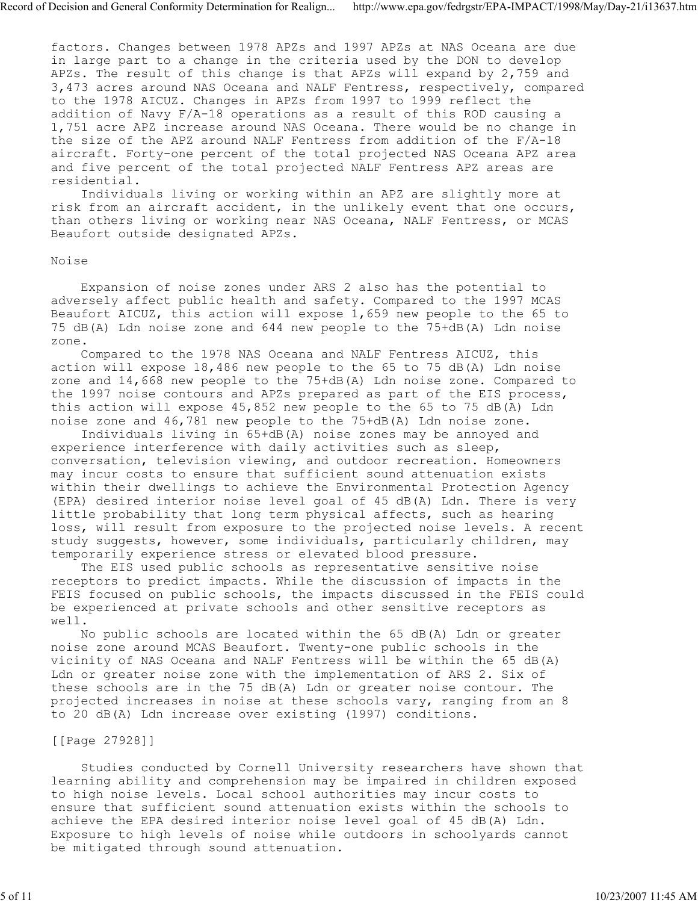factors. Changes between 1978 APZs and 1997 APZs at NAS Oceana are due in large part to a change in the criteria used by the DON to develop APZs. The result of this change is that APZs will expand by 2,759 and 3,473 acres around NAS Oceana and NALF Fentress, respectively, compared to the 1978 AICUZ. Changes in APZs from 1997 to 1999 reflect the addition of Navy F/A-18 operations as a result of this ROD causing a 1,751 acre APZ increase around NAS Oceana. There would be no change in the size of the APZ around NALF Fentress from addition of the F/A-18 aircraft. Forty-one percent of the total projected NAS Oceana APZ area and five percent of the total projected NALF Fentress APZ areas are residential.

Individuals living or working within an APZ are slightly more at risk from an aircraft accident, in the unlikely event that one occurs, than others living or working near NAS Oceana, NALF Fentress, or MCAS Beaufort outside designated APZs.

Noise

Expansion of noise zones under ARS 2 also has the potential to adversely affect public health and safety. Compared to the 1997 MCAS Beaufort AICUZ, this action will expose 1,659 new people to the 65 to 75 dB(A) Ldn noise zone and 644 new people to the 75+dB(A) Ldn noise zone.

Compared to the 1978 NAS Oceana and NALF Fentress AICUZ, this action will expose 18,486 new people to the 65 to 75 dB(A) Ldn noise zone and 14,668 new people to the 75+dB(A) Ldn noise zone. Compared to the 1997 noise contours and APZs prepared as part of the EIS process, this action will expose 45,852 new people to the 65 to 75 dB(A) Ldn noise zone and 46,781 new people to the 75+dB(A) Ldn noise zone.

Individuals living in 65+dB(A) noise zones may be annoyed and experience interference with daily activities such as sleep, conversation, television viewing, and outdoor recreation. Homeowners may incur costs to ensure that sufficient sound attenuation exists within their dwellings to achieve the Environmental Protection Agency (EPA) desired interior noise level goal of 45 dB(A) Ldn. There is very little probability that long term physical affects, such as hearing loss, will result from exposure to the projected noise levels. A recent study suggests, however, some individuals, particularly children, may temporarily experience stress or elevated blood pressure.

The EIS used public schools as representative sensitive noise receptors to predict impacts. While the discussion of impacts in the FEIS focused on public schools, the impacts discussed in the FEIS could be experienced at private schools and other sensitive receptors as well.

No public schools are located within the 65 dB(A) Ldn or greater noise zone around MCAS Beaufort. Twenty-one public schools in the vicinity of NAS Oceana and NALF Fentress will be within the 65 dB(A) Ldn or greater noise zone with the implementation of ARS 2. Six of these schools are in the 75 dB(A) Ldn or greater noise contour. The projected increases in noise at these schools vary, ranging from an 8 to 20 dB(A) Ldn increase over existing (1997) conditions.

[[Page 27928]]

Studies conducted by Cornell University researchers have shown that learning ability and comprehension may be impaired in children exposed to high noise levels. Local school authorities may incur costs to ensure that sufficient sound attenuation exists within the schools to achieve the EPA desired interior noise level goal of 45 dB(A) Ldn. Exposure to high levels of noise while outdoors in schoolyards cannot be mitigated through sound attenuation.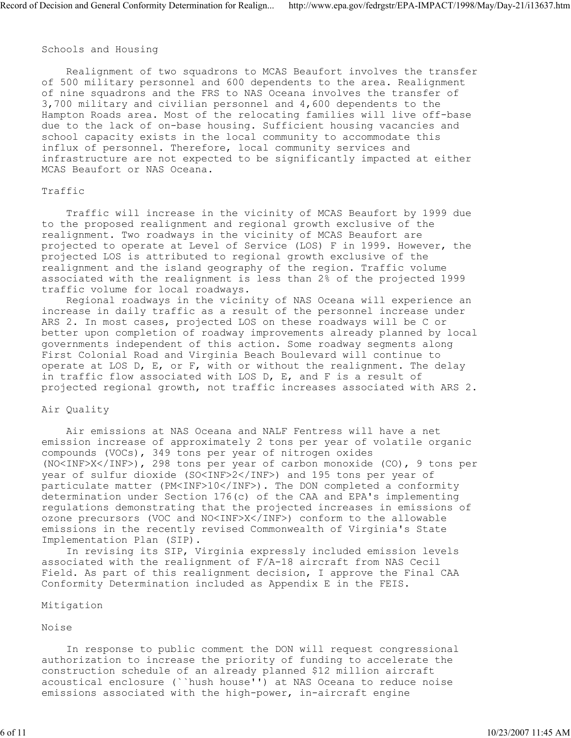## Schools and Housing

Realignment of two squadrons to MCAS Beaufort involves the transfer of 500 military personnel and 600 dependents to the area. Realignment of nine squadrons and the FRS to NAS Oceana involves the transfer of 3,700 military and civilian personnel and 4,600 dependents to the Hampton Roads area. Most of the relocating families will live off-base due to the lack of on-base housing. Sufficient housing vacancies and school capacity exists in the local community to accommodate this influx of personnel. Therefore, local community services and infrastructure are not expected to be significantly impacted at either MCAS Beaufort or NAS Oceana.

## Traffic

Traffic will increase in the vicinity of MCAS Beaufort by 1999 due to the proposed realignment and regional growth exclusive of the realignment. Two roadways in the vicinity of MCAS Beaufort are projected to operate at Level of Service (LOS) F in 1999. However, the projected LOS is attributed to regional growth exclusive of the realignment and the island geography of the region. Traffic volume associated with the realignment is less than 2% of the projected 1999 traffic volume for local roadways.

Regional roadways in the vicinity of NAS Oceana will experience an increase in daily traffic as a result of the personnel increase under ARS 2. In most cases, projected LOS on these roadways will be C or better upon completion of roadway improvements already planned by local governments independent of this action. Some roadway segments along First Colonial Road and Virginia Beach Boulevard will continue to operate at LOS D, E, or F, with or without the realignment. The delay in traffic flow associated with LOS D, E, and F is a result of projected regional growth, not traffic increases associated with ARS 2.

## Air Quality

Air emissions at NAS Oceana and NALF Fentress will have a net emission increase of approximately 2 tons per year of volatile organic compounds (VOCs), 349 tons per year of nitrogen oxides ($NO_X$), 298 tons per year of carbon monoxide (CO), 9 tons per year of sulfur dioxide ($SO_2$) and 195 tons per year of particulate matter ($PM_{10}$). The DON completed a conformity determination under Section 176(c) of the CAA and EPA's implementing regulations demonstrating that the projected increases in emissions of ozone precursors (VOC and $NO_X$) conform to the allowable emissions in the recently revised Commonwealth of Virginia's State Implementation Plan (SIP).

In revising its SIP, Virginia expressly included emission levels associated with the realignment of F/A-18 aircraft from NAS Cecil Field. As part of this realignment decision, I approve the Final CAA Conformity Determination included as Appendix E in the FEIS.

## Mitigation

### Noise

In response to public comment the DON will request congressional authorization to increase the priority of funding to accelerate the construction schedule of an already planned $12 million aircraft acoustical enclosure (``hush house'') at NAS Oceana to reduce noise emissions associated with the high-power, in-aircraft engine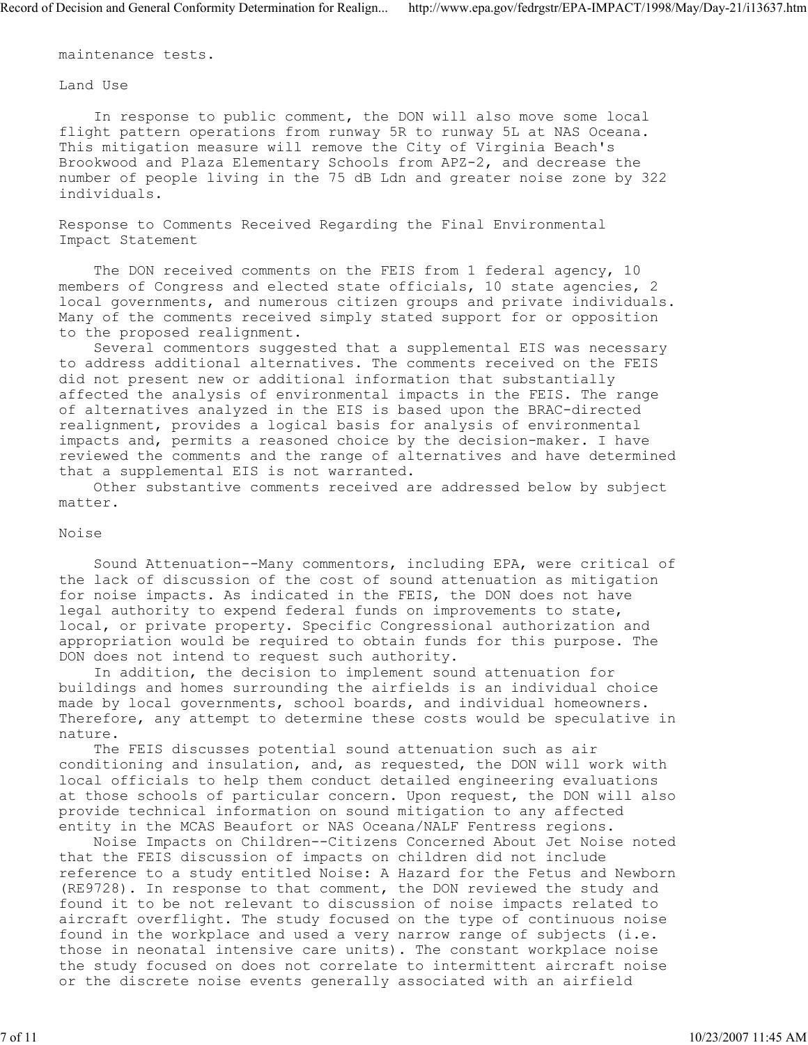maintenance tests.

## Land Use

In response to public comment, the DON will also move some local flight pattern operations from runway 5R to runway 5L at NAS Oceana. This mitigation measure will remove the City of Virginia Beach's Brookwood and Plaza Elementary Schools from APZ-2, and decrease the number of people living in the 75 dB Ldn and greater noise zone by 322 individuals.

## Response to Comments Received Regarding the Final Environmental Impact Statement

The DON received comments on the FEIS from 1 federal agency, 10 members of Congress and elected state officials, 10 state agencies, 2 local governments, and numerous citizen groups and private individuals. Many of the comments received simply stated support for or opposition to the proposed realignment.

Several commentors suggested that a supplemental EIS was necessary to address additional alternatives. The comments received on the FEIS did not present new or additional information that substantially affected the analysis of environmental impacts in the FEIS. The range of alternatives analyzed in the EIS is based upon the BRAC-directed realignment, provides a logical basis for analysis of environmental impacts and, permits a reasoned choice by the decision-maker. I have reviewed the comments and the range of alternatives and have determined that a supplemental EIS is not warranted.

Other substantive comments received are addressed below by subject matter.

## Noise

Sound Attenuation--Many commentors, including EPA, were critical of the lack of discussion of the cost of sound attenuation as mitigation for noise impacts. As indicated in the FEIS, the DON does not have legal authority to expend federal funds on improvements to state, local, or private property. Specific Congressional authorization and appropriation would be required to obtain funds for this purpose. The DON does not intend to request such authority.

In addition, the decision to implement sound attenuation for buildings and homes surrounding the airfields is an individual choice made by local governments, school boards, and individual homeowners. Therefore, any attempt to determine these costs would be speculative in nature.

The FEIS discusses potential sound attenuation such as air conditioning and insulation, and, as requested, the DON will work with local officials to help them conduct detailed engineering evaluations at those schools of particular concern. Upon request, the DON will also provide technical information on sound mitigation to any affected entity in the MCAS Beaufort or NAS Oceana/NALF Fentress regions.

Noise Impacts on Children--Citizens Concerned About Jet Noise noted that the FEIS discussion of impacts on children did not include reference to a study entitled Noise: A Hazard for the Fetus and Newborn (RE9728). In response to that comment, the DON reviewed the study and found it to be not relevant to discussion of noise impacts related to aircraft overflight. The study focused on the type of continuous noise found in the workplace and used a very narrow range of subjects (i.e. those in neonatal intensive care units). The constant workplace noise the study focused on does not correlate to intermittent aircraft noise or the discrete noise events generally associated with an airfield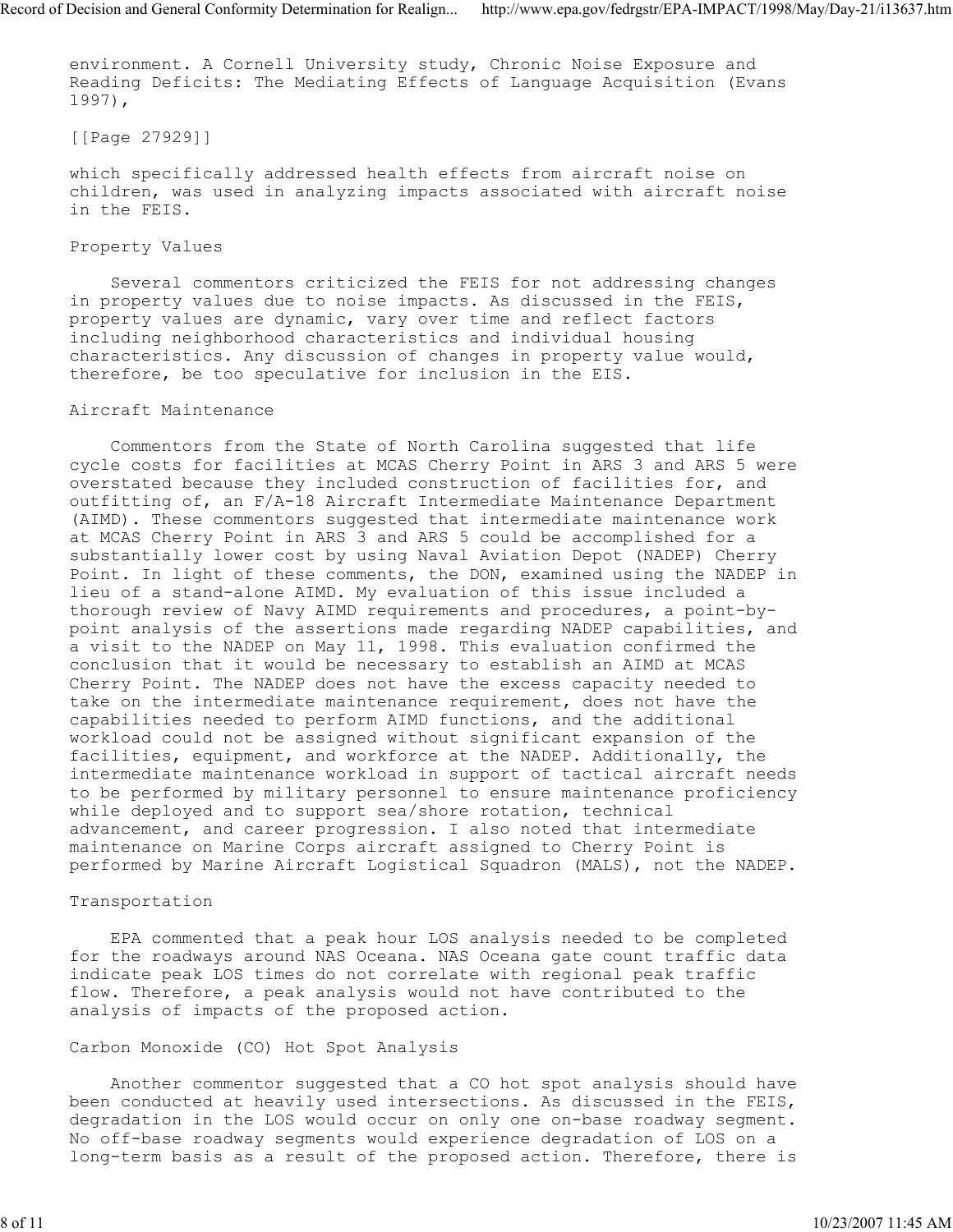environment. A Cornell University study, Chronic Noise Exposure and Reading Deficits: The Mediating Effects of Language Acquisition (Evans 1997),

[[Page 27929]]

which specifically addressed health effects from aircraft noise on children, was used in analyzing impacts associated with aircraft noise in the FEIS.

### Property Values

Several commentors criticized the FEIS for not addressing changes in property values due to noise impacts. As discussed in the FEIS, property values are dynamic, vary over time and reflect factors including neighborhood characteristics and individual housing characteristics. Any discussion of changes in property value would, therefore, be too speculative for inclusion in the EIS.

### Aircraft Maintenance

Commentors from the State of North Carolina suggested that life cycle costs for facilities at MCAS Cherry Point in ARS 3 and ARS 5 were overstated because they included construction of facilities for, and outfitting of, an F/A-18 Aircraft Intermediate Maintenance Department (AIMD). These commentors suggested that intermediate maintenance work at MCAS Cherry Point in ARS 3 and ARS 5 could be accomplished for a substantially lower cost by using Naval Aviation Depot (NADEP) Cherry Point. In light of these comments, the DON, examined using the NADEP in lieu of a stand-alone AIMD. My evaluation of this issue included a thorough review of Navy AIMD requirements and procedures, a point-by-point analysis of the assertions made regarding NADEP capabilities, and a visit to the NADEP on May 11, 1998. This evaluation confirmed the conclusion that it would be necessary to establish an AIMD at MCAS Cherry Point. The NADEP does not have the excess capacity needed to take on the intermediate maintenance requirement, does not have the capabilities needed to perform AIMD functions, and the additional workload could not be assigned without significant expansion of the facilities, equipment, and workforce at the NADEP. Additionally, the intermediate maintenance workload in support of tactical aircraft needs to be performed by military personnel to ensure maintenance proficiency while deployed and to support sea/shore rotation, technical advancement, and career progression. I also noted that intermediate maintenance on Marine Corps aircraft assigned to Cherry Point is performed by Marine Aircraft Logistical Squadron (MALS), not the NADEP.

### Transportation

EPA commented that a peak hour LOS analysis needed to be completed for the roadways around NAS Oceana. NAS Oceana gate count traffic data indicate peak LOS times do not correlate with regional peak traffic flow. Therefore, a peak analysis would not have contributed to the analysis of impacts of the proposed action.

### Carbon Monoxide (CO) Hot Spot Analysis

Another commentor suggested that a CO hot spot analysis should have been conducted at heavily used intersections. As discussed in the FEIS, degradation in the LOS would occur on only one on-base roadway segment. No off-base roadway segments would experience degradation of LOS on a long-term basis as a result of the proposed action. Therefore, there is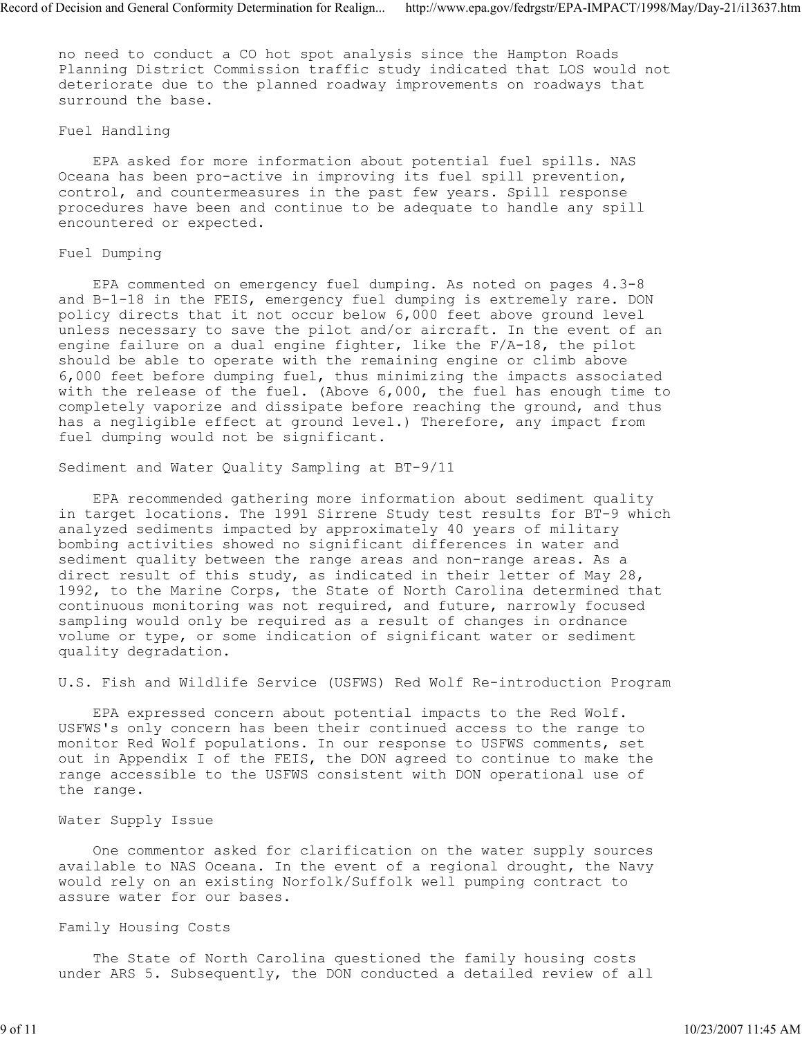no need to conduct a CO hot spot analysis since the Hampton Roads Planning District Commission traffic study indicated that LOS would not deteriorate due to the planned roadway improvements on roadways that surround the base.

### Fuel Handling

EPA asked for more information about potential fuel spills. NAS Oceana has been pro-active in improving its fuel spill prevention, control, and countermeasures in the past few years. Spill response procedures have been and continue to be adequate to handle any spill encountered or expected.

### Fuel Dumping

EPA commented on emergency fuel dumping. As noted on pages 4.3-8 and B-1-18 in the FEIS, emergency fuel dumping is extremely rare. DON policy directs that it not occur below 6,000 feet above ground level unless necessary to save the pilot and/or aircraft. In the event of an engine failure on a dual engine fighter, like the F/A-18, the pilot should be able to operate with the remaining engine or climb above 6,000 feet before dumping fuel, thus minimizing the impacts associated with the release of the fuel. (Above 6,000, the fuel has enough time to completely vaporize and dissipate before reaching the ground, and thus has a negligible effect at ground level.) Therefore, any impact from fuel dumping would not be significant.

### Sediment and Water Quality Sampling at BT-9/11

EPA recommended gathering more information about sediment quality in target locations. The 1991 Sirrene Study test results for BT-9 which analyzed sediments impacted by approximately 40 years of military bombing activities showed no significant differences in water and sediment quality between the range areas and non-range areas. As a direct result of this study, as indicated in their letter of May 28, 1992, to the Marine Corps, the State of North Carolina determined that continuous monitoring was not required, and future, narrowly focused sampling would only be required as a result of changes in ordnance volume or type, or some indication of significant water or sediment quality degradation.

### U.S. Fish and Wildlife Service (USFWS) Red Wolf Re-introduction Program

EPA expressed concern about potential impacts to the Red Wolf. USFWS's only concern has been their continued access to the range to monitor Red Wolf populations. In our response to USFWS comments, set out in Appendix I of the FEIS, the DON agreed to continue to make the range accessible to the USFWS consistent with DON operational use of the range.

### Water Supply Issue

One commentor asked for clarification on the water supply sources available to NAS Oceana. In the event of a regional drought, the Navy would rely on an existing Norfolk/Suffolk well pumping contract to assure water for our bases.

### Family Housing Costs

The State of North Carolina questioned the family housing costs under ARS 5. Subsequently, the DON conducted a detailed review of all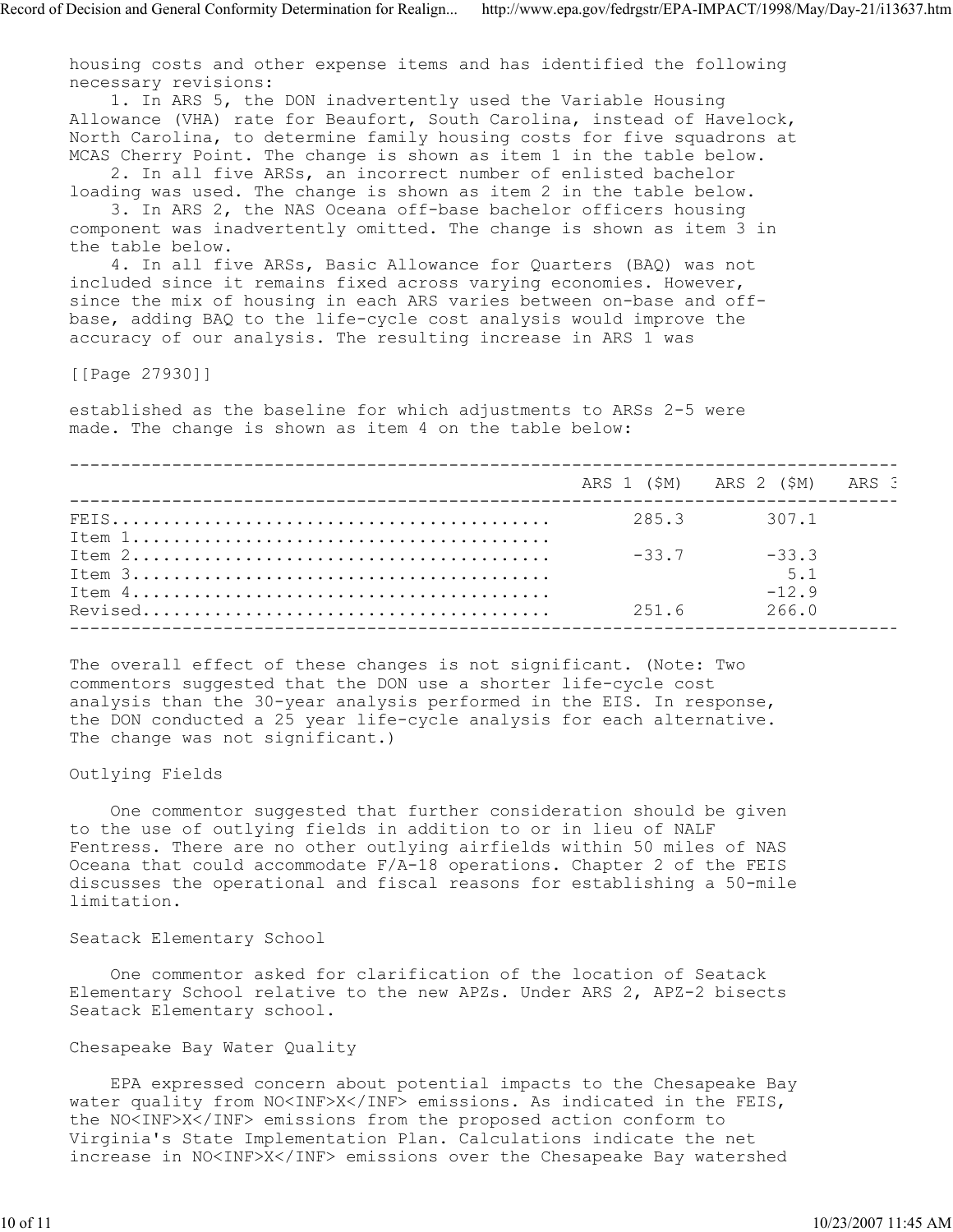housing costs and other expense items and has identified the following necessary revisions:

1. In ARS 5, the DON inadvertently used the Variable Housing Allowance (VHA) rate for Beaufort, South Carolina, instead of Havelock, North Carolina, to determine family housing costs for five squadrons at MCAS Cherry Point. The change is shown as item 1 in the table below.

2. In all five ARSs, an incorrect number of enlisted bachelor loading was used. The change is shown as item 2 in the table below.

3. In ARS 2, the NAS Oceana off-base bachelor officers housing component was inadvertently omitted. The change is shown as item 3 in the table below.

4. In all five ARSs, Basic Allowance for Quarters (BAQ) was not included since it remains fixed across varying economies. However, since the mix of housing in each ARS varies between on-base and off-base, adding BAQ to the life-cycle cost analysis would improve the accuracy of our analysis. The resulting increase in ARS 1 was

[[Page 27930]]

established as the baseline for which adjustments to ARSs 2-5 were made. The change is shown as item 4 on the table below:

| | ARS 1 ($M) | ARS 2 ($M) | ARS 3 |
|---|---|---|---|
| FEIS | 285.3 | 307.1 | |
| Item 1 | | | |
| Item 2 | -33.7 | -33.3 | |
| Item 3 | | 5.1 | |
| Item 4 | | -12.9 | |
| Revised | 251.6 | 266.0 | |

The overall effect of these changes is not significant. (Note: Two commentors suggested that the DON use a shorter life-cycle cost analysis than the 30-year analysis performed in the EIS. In response, the DON conducted a 25 year life-cycle analysis for each alternative. The change was not significant.)

Outlying Fields

One commentor suggested that further consideration should be given to the use of outlying fields in addition to or in lieu of NALF Fentress. There are no other outlying airfields within 50 miles of NAS Oceana that could accommodate F/A-18 operations. Chapter 2 of the FEIS discusses the operational and fiscal reasons for establishing a 50-mile limitation.

Seatack Elementary School

One commentor asked for clarification of the location of Seatack Elementary School relative to the new APZs. Under ARS 2, APZ-2 bisects Seatack Elementary school.

Chesapeake Bay Water Quality

EPA expressed concern about potential impacts to the Chesapeake Bay water quality from $NO_X$ emissions. As indicated in the FEIS, the $NO_X$ emissions from the proposed action conform to Virginia's State Implementation Plan. Calculations indicate the net increase in $NO_X$ emissions over the Chesapeake Bay watershed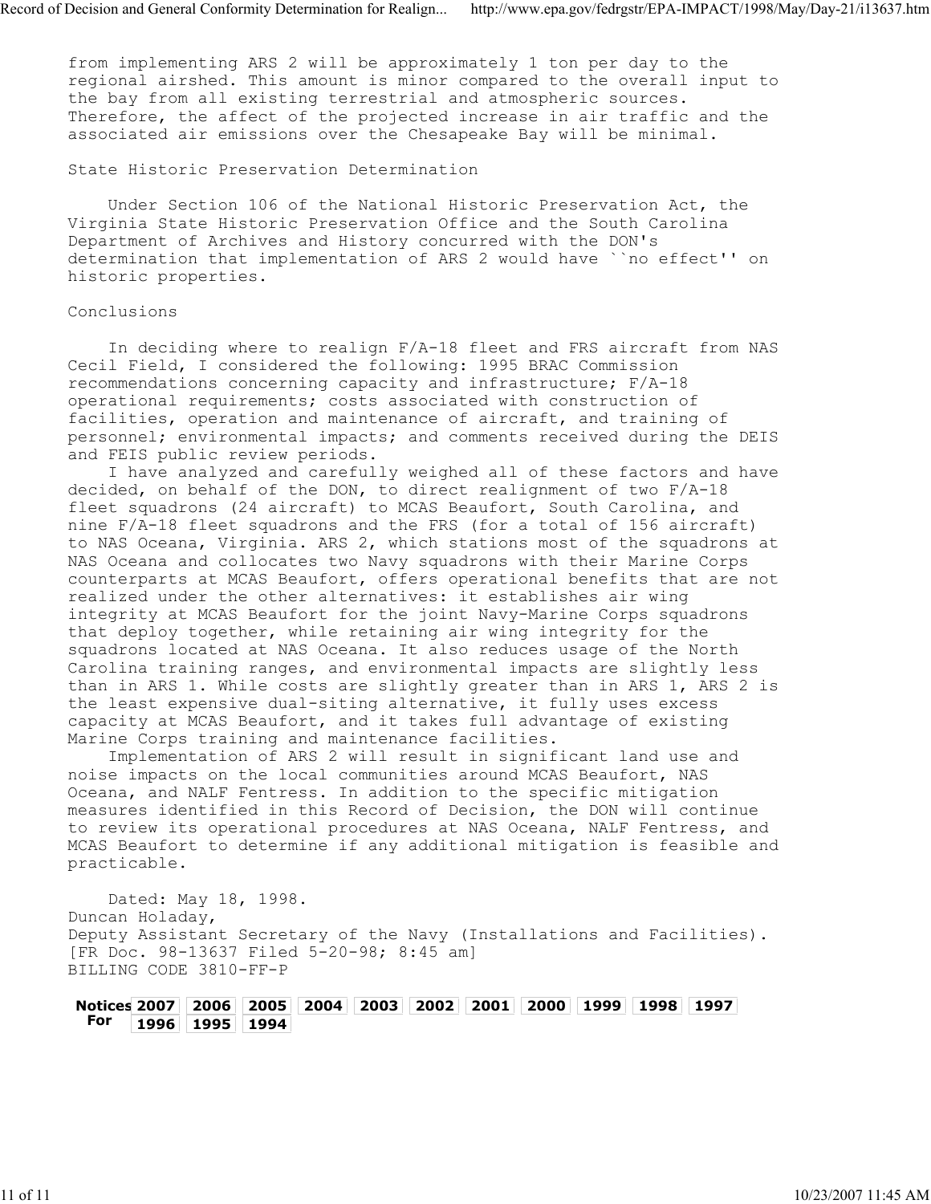from implementing ARS 2 will be approximately 1 ton per day to the regional airshed. This amount is minor compared to the overall input to the bay from all existing terrestrial and atmospheric sources. Therefore, the affect of the projected increase in air traffic and the associated air emissions over the Chesapeake Bay will be minimal.

## State Historic Preservation Determination

Under Section 106 of the National Historic Preservation Act, the Virginia State Historic Preservation Office and the South Carolina Department of Archives and History concurred with the DON's determination that implementation of ARS 2 would have ``no effect'' on historic properties.

## Conclusions

In deciding where to realign F/A-18 fleet and FRS aircraft from NAS Cecil Field, I considered the following: 1995 BRAC Commission recommendations concerning capacity and infrastructure; F/A-18 operational requirements; costs associated with construction of facilities, operation and maintenance of aircraft, and training of personnel; environmental impacts; and comments received during the DEIS and FEIS public review periods.

I have analyzed and carefully weighed all of these factors and have decided, on behalf of the DON, to direct realignment of two F/A-18 fleet squadrons (24 aircraft) to MCAS Beaufort, South Carolina, and nine F/A-18 fleet squadrons and the FRS (for a total of 156 aircraft) to NAS Oceana, Virginia. ARS 2, which stations most of the squadrons at NAS Oceana and collocates two Navy squadrons with their Marine Corps counterparts at MCAS Beaufort, offers operational benefits that are not realized under the other alternatives: it establishes air wing integrity at MCAS Beaufort for the joint Navy-Marine Corps squadrons that deploy together, while retaining air wing integrity for the squadrons located at NAS Oceana. It also reduces usage of the North Carolina training ranges, and environmental impacts are slightly less than in ARS 1. While costs are slightly greater than in ARS 1, ARS 2 is the least expensive dual-siting alternative, it fully uses excess capacity at MCAS Beaufort, and it takes full advantage of existing Marine Corps training and maintenance facilities.

Implementation of ARS 2 will result in significant land use and noise impacts on the local communities around MCAS Beaufort, NAS Oceana, and NALF Fentress. In addition to the specific mitigation measures identified in this Record of Decision, the DON will continue to review its operational procedures at NAS Oceana, NALF Fentress, and MCAS Beaufort to determine if any additional mitigation is feasible and practicable.

Dated: May 18, 1998.

Duncan Holaday,

Deputy Assistant Secretary of the Navy (Installations and Facilities).

[FR Doc. 98-13637 Filed 5-20-98; 8:45 am]

BILLING CODE 3810-FF-P

**Notices For** 2007 2006 2005 2004 2003 2002 2001 2000 1999 1998 1997 1996 1995 1994